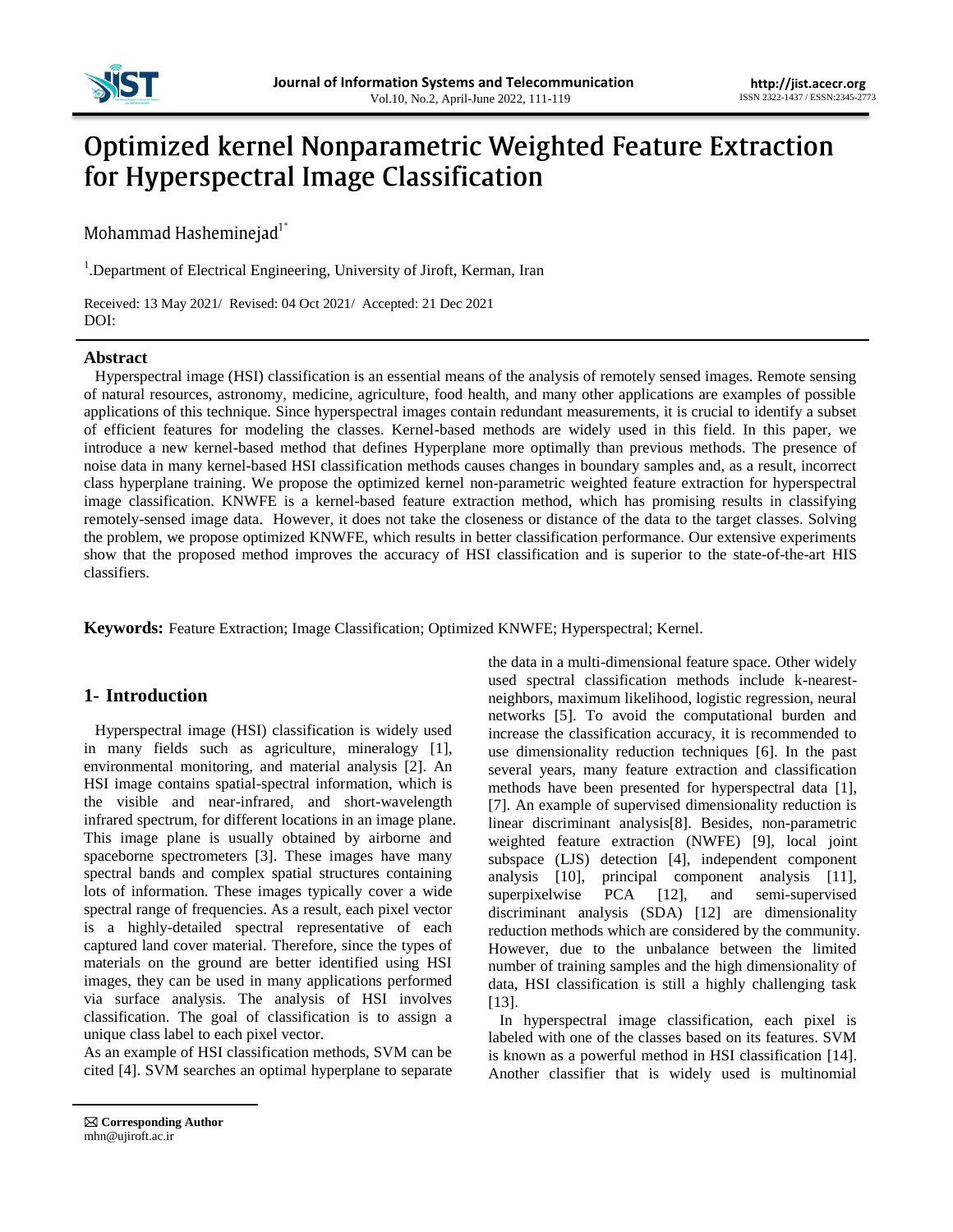# Optimized kernel Nonparametric Weighted Feature Extraction for Hyperspectral Image Classification

Mohammad Hasheminejad[1*]

[1].Department of Electrical Engineering, University of Jiroft, Kerman, Iran

Received: 13 May 2021/ Revised: 04 Oct 2021/ Accepted: 21 Dec 2021
DOI:

## Abstract

Hyperspectral image (HSI) classification is an essential means of the analysis of remotely sensed images. Remote sensing of natural resources, astronomy, medicine, agriculture, food health, and many other applications are examples of possible applications of this technique. Since hyperspectral images contain redundant measurements, it is crucial to identify a subset of efficient features for modeling the classes. Kernel-based methods are widely used in this field. In this paper, we introduce a new kernel-based method that defines Hyperplane more optimally than previous methods. The presence of noise data in many kernel-based HSI classification methods causes changes in boundary samples and, as a result, incorrect class hyperplane training. We propose the optimized kernel non-parametric weighted feature extraction for hyperspectral image classification. KNWFE is a kernel-based feature extraction method, which has promising results in classifying remotely-sensed image data. However, it does not take the closeness or distance of the data to the target classes. Solving the problem, we propose optimized KNWFE, which results in better classification performance. Our extensive experiments show that the proposed method improves the accuracy of HSI classification and is superior to the state-of-the-art HIS classifiers.

**Keywords:** Feature Extraction; Image Classification; Optimized KNWFE; Hyperspectral; Kernel.

## 1- Introduction

Hyperspectral image (HSI) classification is widely used in many fields such as agriculture, mineralogy [1], environmental monitoring, and material analysis [2]. An HSI image contains spatial-spectral information, which is the visible and near-infrared, and short-wavelength infrared spectrum, for different locations in an image plane. This image plane is usually obtained by airborne and spaceborne spectrometers [3]. These images have many spectral bands and complex spatial structures containing lots of information. These images typically cover a wide spectral range of frequencies. As a result, each pixel vector is a highly-detailed spectral representative of each captured land cover material. Therefore, since the types of materials on the ground are better identified using HSI images, they can be used in many applications performed via surface analysis. The analysis of HSI involves classification. The goal of classification is to assign a unique class label to each pixel vector.

As an example of HSI classification methods, SVM can be cited [4]. SVM searches an optimal hyperplane to separate the data in a multi-dimensional feature space. Other widely used spectral classification methods include k-nearest-neighbors, maximum likelihood, logistic regression, neural networks [5]. To avoid the computational burden and increase the classification accuracy, it is recommended to use dimensionality reduction techniques [6]. In the past several years, many feature extraction and classification methods have been presented for hyperspectral data [1], [7]. An example of supervised dimensionality reduction is linear discriminant analysis[8]. Besides, non-parametric weighted feature extraction (NWFE) [9], local joint subspace (LJS) detection [4], independent component analysis [10], principal component analysis [11], superpixelwise PCA [12], and semi-supervised discriminant analysis (SDA) [12] are dimensionality reduction methods which are considered by the community. However, due to the unbalance between the limited number of training samples and the high dimensionality of data, HSI classification is still a highly challenging task [13].

In hyperspectral image classification, each pixel is labeled with one of the classes based on its features. SVM is known as a powerful method in HSI classification [14]. Another classifier that is widely used is multinomial

✉ **Corresponding Author**
mhn@ujiroft.ac.ir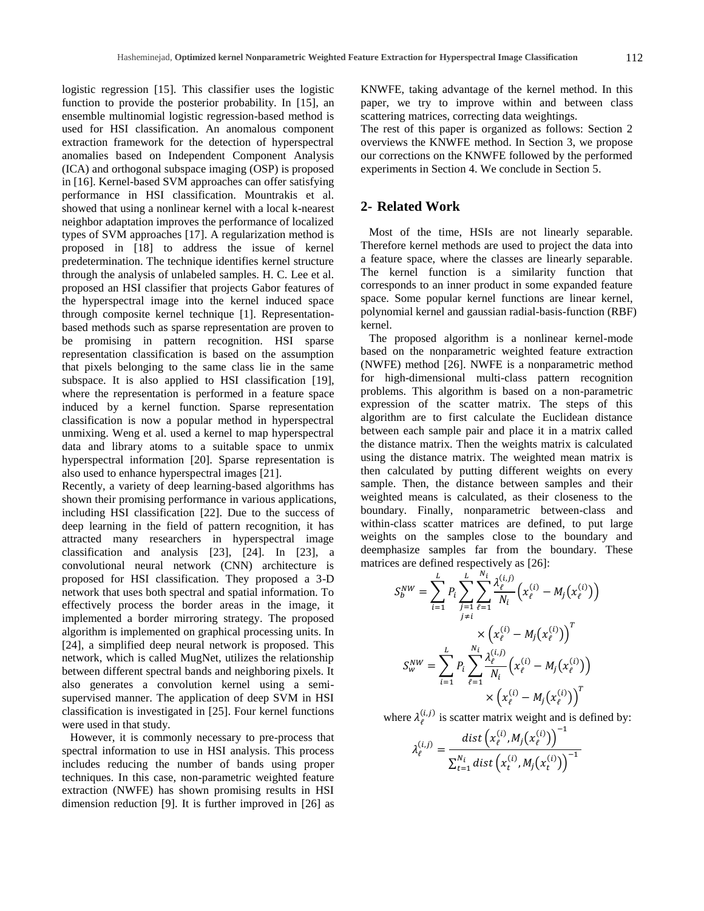logistic regression [15]. This classifier uses the logistic function to provide the posterior probability. In [15], an ensemble multinomial logistic regression-based method is used for HSI classification. An anomalous component extraction framework for the detection of hyperspectral anomalies based on Independent Component Analysis (ICA) and orthogonal subspace imaging (OSP) is proposed in [16]. Kernel-based SVM approaches can offer satisfying performance in HSI classification. Mountrakis et al. showed that using a nonlinear kernel with a local k-nearest neighbor adaptation improves the performance of localized types of SVM approaches [17]. A regularization method is proposed in [18] to address the issue of kernel predetermination. The technique identifies kernel structure through the analysis of unlabeled samples. H. C. Lee et al. proposed an HSI classifier that projects Gabor features of the hyperspectral image into the kernel induced space through composite kernel technique [1]. Representation-based methods such as sparse representation are proven to be promising in pattern recognition. HSI sparse representation classification is based on the assumption that pixels belonging to the same class lie in the same subspace. It is also applied to HSI classification [19], where the representation is performed in a feature space induced by a kernel function. Sparse representation classification is now a popular method in hyperspectral unmixing. Weng et al. used a kernel to map hyperspectral data and library atoms to a suitable space to unmix hyperspectral information [20]. Sparse representation is also used to enhance hyperspectral images [21].

Recently, a variety of deep learning-based algorithms has shown their promising performance in various applications, including HSI classification [22]. Due to the success of deep learning in the field of pattern recognition, it has attracted many researchers in hyperspectral image classification and analysis [23], [24]. In [23], a convolutional neural network (CNN) architecture is proposed for HSI classification. They proposed a 3-D network that uses both spectral and spatial information. To effectively process the border areas in the image, it implemented a border mirroring strategy. The proposed algorithm is implemented on graphical processing units. In [24], a simplified deep neural network is proposed. This network, which is called MugNet, utilizes the relationship between different spectral bands and neighboring pixels. It also generates a convolution kernel using a semi-supervised manner. The application of deep SVM in HSI classification is investigated in [25]. Four kernel functions were used in that study.

However, it is commonly necessary to pre-process that spectral information to use in HSI analysis. This process includes reducing the number of bands using proper techniques. In this case, non-parametric weighted feature extraction (NWFE) has shown promising results in HSI dimension reduction [9]. It is further improved in [26] as KNWFE, taking advantage of the kernel method. In this paper, we try to improve within and between class scattering matrices, correcting data weightings.

The rest of this paper is organized as follows: Section 2 overviews the KNWFE method. In Section 3, we propose our corrections on the KNWFE followed by the performed experiments in Section 4. We conclude in Section 5.

## 2- Related Work

Most of the time, HSIs are not linearly separable. Therefore kernel methods are used to project the data into a feature space, where the classes are linearly separable. The kernel function is a similarity function that corresponds to an inner product in some expanded feature space. Some popular kernel functions are linear kernel, polynomial kernel and gaussian radial-basis-function (RBF) kernel.

The proposed algorithm is a nonlinear kernel-mode based on the nonparametric weighted feature extraction (NWFE) method [26]. NWFE is a nonparametric method for high-dimensional multi-class pattern recognition problems. This algorithm is based on a non-parametric expression of the scatter matrix. The steps of this algorithm are to first calculate the Euclidean distance between each sample pair and place it in a matrix called the distance matrix. Then the weights matrix is calculated using the distance matrix. The weighted mean matrix is then calculated by putting different weights on every sample. Then, the distance between samples and their weighted means is calculated, as their closeness to the boundary. Finally, nonparametric between-class and within-class scatter matrices are defined, to put large weights on the samples close to the boundary and deemphasize samples far from the boundary. These matrices are defined respectively as [26]:

$$S_b^{NW} = \sum_{i=1}^{L} P_i \sum_{\substack{j=1 \\ j\neq i}}^{L} \sum_{\ell=1}^{N_i} \frac{\lambda_\ell^{(i,j)}}{N_i} \left(x_\ell^{(i)} - M_j\left(x_\ell^{(i)}\right)\right) \times \left(x_\ell^{(i)} - M_j\left(x_\ell^{(i)}\right)\right)^T$$

$$S_w^{NW} = \sum_{i=1}^{L} P_i \sum_{\ell=1}^{N_i} \frac{\lambda_\ell^{(i,j)}}{N_i} \left(x_\ell^{(i)} - M_j\left(x_\ell^{(i)}\right)\right) \times \left(x_\ell^{(i)} - M_j\left(x_\ell^{(i)}\right)\right)^T$$

where $\lambda_\ell^{(i,j)}$ is scatter matrix weight and is defined by:

$$\lambda_\ell^{(i,j)} = \frac{dist\left(x_\ell^{(i)}, M_j\left(x_\ell^{(i)}\right)\right)^{-1}}{\sum_{t=1}^{N_i} dist\left(x_t^{(i)}, M_j\left(x_t^{(i)}\right)\right)^{-1}}$$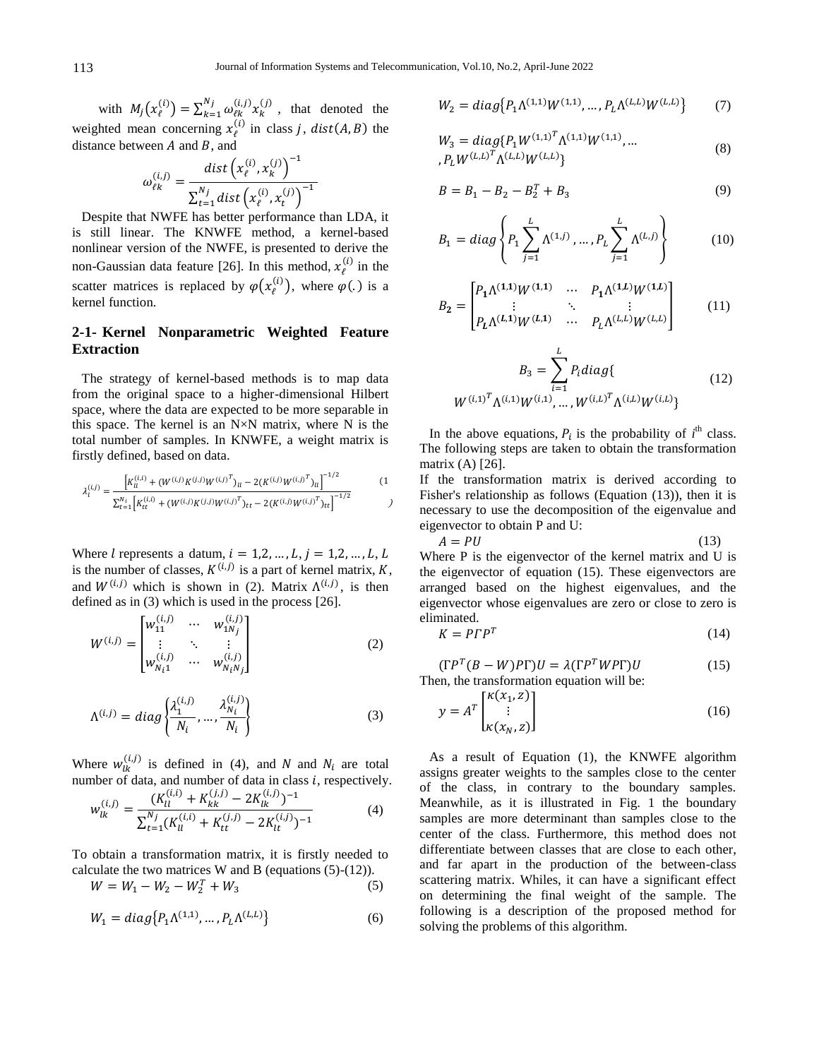with $M_j\left(x_\ell^{(i)}\right) = \sum_{k=1}^{N_j} \omega_{\ell k}^{(i,j)} x_k^{(j)}$, that denoted the weighted mean concerning $x_\ell^{(i)}$ in class $j$, $dist(A, B)$ the distance between $A$ and $B$, and

$$\omega_{\ell k}^{(i,j)} = \frac{dist\left(x_\ell^{(i)}, x_k^{(j)}\right)^{-1}}{\sum_{t=1}^{N_j} dist\left(x_\ell^{(i)}, x_t^{(j)}\right)^{-1}}$$

Despite that NWFE has better performance than LDA, it is still linear. The KNWFE method, a kernel-based nonlinear version of the NWFE, is presented to derive the non-Gaussian data feature [26]. In this method, $x_\ell^{(i)}$ in the scatter matrices is replaced by $\varphi\left(x_\ell^{(i)}\right)$, where $\varphi(.)$ is a kernel function.

## 2-1- Kernel Nonparametric Weighted Feature Extraction

The strategy of kernel-based methods is to map data from the original space to a higher-dimensional Hilbert space, where the data are expected to be more separable in this space. The kernel is an N×N matrix, where N is the total number of samples. In KNWFE, a weight matrix is firstly defined, based on data.

$$\lambda_l^{(i,j)} = \frac{\left[K_{ll}^{(i,i)} + (W^{(i,j)} K^{(j,j)} W^{(i,j)^T})_{ll} - 2(K^{(i,j)} W^{(i,j)^T})_{ll}\right]^{-1/2}}{\sum_{t=1}^{N_i}\left[K_{tt}^{(i,i)} + (W^{(i,j)} K^{(j,j)} W^{(i,j)^T})_{tt} - 2(K^{(i,j)} W^{(i,j)^T})_{tt}\right]^{-1/2}} \quad (1)$$

Where $l$ represents a datum, $i = 1,2, \dots, L, j = 1,2, \dots, L$, $L$ is the number of classes, $K^{(i,j)}$ is a part of kernel matrix, $K$, and $W^{(i,j)}$ which is shown in (2). Matrix $\Lambda^{(i,j)}$, is then defined as in (3) which is used in the process [26].

$$W^{(i,j)} = \begin{bmatrix} w_{11}^{(i,j)} & \cdots & w_{1N_j}^{(i,j)} \\ \vdots & \ddots & \vdots \\ w_{N_i 1}^{(i,j)} & \cdots & w_{N_i N_j}^{(i,j)} \end{bmatrix} \quad (2)$$

$$\Lambda^{(i,j)} = diag\left\{\frac{\lambda_1^{(i,j)}}{N_i}, \dots, \frac{\lambda_{N_i}^{(i,j)}}{N_i}\right\} \quad (3)$$

Where $w_{lk}^{(i,j)}$ is defined in (4), and $N$ and $N_i$ are total number of data, and number of data in class $i$, respectively.

$$w_{lk}^{(i,j)} = \frac{(K_{ll}^{(i,i)} + K_{kk}^{(j,j)} - 2K_{lk}^{(i,j)})^{-1}}{\sum_{t=1}^{N_j}(K_{ll}^{(i,i)} + K_{tt}^{(j,j)} - 2K_{lt}^{(i,j)})^{-1}} \quad (4)$$

To obtain a transformation matrix, it is firstly needed to calculate the two matrices W and B (equations (5)-(12)).

$$W = W_1 - W_2 - W_2^T + W_3 \quad (5)$$

$$W_1 = diag\{P_1 \Lambda^{(1,1)}, \dots, P_L \Lambda^{(L,L)}\} \quad (6)$$

$$W_2 = diag\{P_1 \Lambda^{(1,1)} W^{(1,1)}, \dots, P_L \Lambda^{(L,L)} W^{(L,L)}\} \quad (7)$$

$$W_3 = diag\{P_1 W^{(1,1)^T} \Lambda^{(1,1)} W^{(1,1)}, \dots, P_L W^{(L,L)^T} \Lambda^{(L,L)} W^{(L,L)}\} \quad (8)$$

$$B = B_1 - B_2 - B_2^T + B_3 \quad (9)$$

$$B_1 = diag\left\{P_1 \sum_{j=1}^{L} \Lambda^{(1,j)}, \dots, P_L \sum_{j=1}^{L} \Lambda^{(L,j)}\right\} \quad (10)$$

$$B_2 = \begin{bmatrix} P_1 \Lambda^{(1,1)} W^{(1,1)} & \cdots & P_1 \Lambda^{(1,L)} W^{(1,L)} \\ \vdots & \ddots & \vdots \\ P_L \Lambda^{(L,1)} W^{(L,1)} & \cdots & P_L \Lambda^{(L,L)} W^{(L,L)} \end{bmatrix} \quad (11)$$

$$B_3 = \sum_{i=1}^{L} P_i diag\{W^{(i,1)^T} \Lambda^{(i,1)} W^{(i,1)}, \dots, W^{(i,L)^T} \Lambda^{(i,L)} W^{(i,L)}\} \quad (12)$$

In the above equations, $P_i$ is the probability of $i^{th}$ class. The following steps are taken to obtain the transformation matrix (A) [26].

If the transformation matrix is derived according to Fisher's relationship as follows (Equation (13)), then it is necessary to use the decomposition of the eigenvalue and eigenvector to obtain P and U:

$$A = PU \quad (13)$$

Where P is the eigenvector of the kernel matrix and U is the eigenvector of equation (15). These eigenvectors are arranged based on the highest eigenvalues, and the eigenvector whose eigenvalues are zero or close to zero is eliminated.

$$K = P \Gamma P^T \quad (14)$$

$$(\Gamma P^T (B - W) P \Gamma) U = \lambda (\Gamma P^T W P \Gamma) U \quad (15)$$

Then, the transformation equation will be:

$$y = A^T \begin{bmatrix} \kappa(x_1, z) \\ \vdots \\ \kappa(x_N, z) \end{bmatrix} \quad (16)$$

As a result of Equation (1), the KNWFE algorithm assigns greater weights to the samples close to the center of the class, in contrary to the boundary samples. Meanwhile, as it is illustrated in Fig. 1 the boundary samples are more determinant than samples close to the center of the class. Furthermore, this method does not differentiate between classes that are close to each other, and far apart in the production of the between-class scattering matrix. Whiles, it can have a significant effect on determining the final weight of the sample. The following is a description of the proposed method for solving the problems of this algorithm.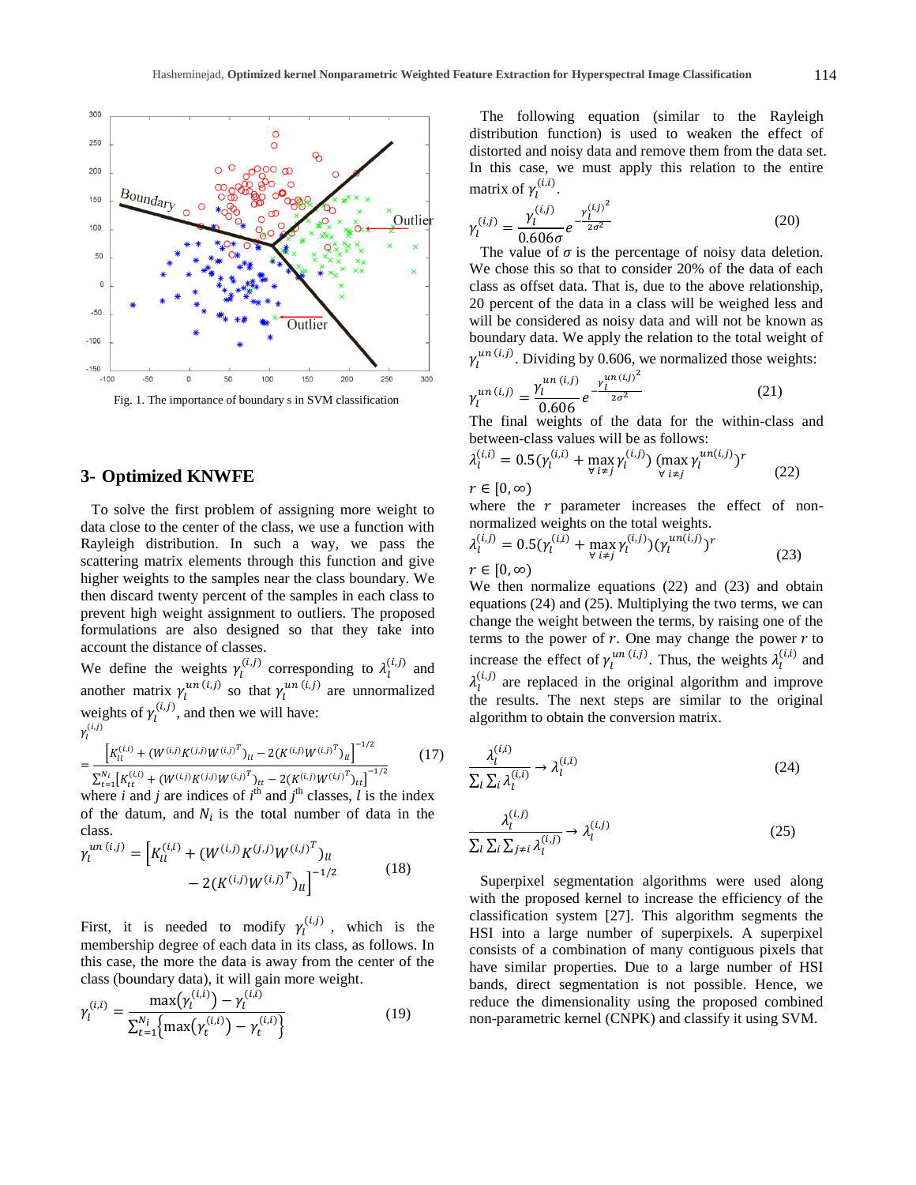Fig. 1. The importance of boundary s in SVM classification

## 3- Optimized KNWFE

To solve the first problem of assigning more weight to data close to the center of the class, we use a function with Rayleigh distribution. In such a way, we pass the scattering matrix elements through this function and give higher weights to the samples near the class boundary. We then discard twenty percent of the samples in each class to prevent high weight assignment to outliers. The proposed formulations are also designed so that they take into account the distance of classes.

We define the weights $\gamma_l^{(i,j)}$ corresponding to $\lambda_l^{(i,j)}$ and another matrix $\gamma_l^{un\,(i,j)}$ so that $\gamma_l^{un\,(i,j)}$ are unnormalized weights of $\gamma_l^{(i,j)}$, and then we will have:

$$\gamma_l^{(i,j)} = \frac{\left[K_{ll}^{(i,i)} + (W^{(i,j)}K^{(j,j)}W^{(i,j)^T})_{ll} - 2(K^{(i,j)}W^{(i,j)^T})_{ll}\right]^{-1/2}}{\sum_{t=1}^{N_i}\left[K_{tt}^{(i,i)} + (W^{(i,j)}K^{(j,j)}W^{(i,j)^T})_{tt} - 2(K^{(i,j)}W^{(i,j)^T})_{tt}\right]^{-1/2}} \tag{17}$$

where $i$ and $j$ are indices of $i^{th}$ and $j^{th}$ classes, $l$ is the index of the datum, and $N_i$ is the total number of data in the class.

$$\gamma_l^{un\,(i,j)} = \left[K_{ll}^{(i,i)} + (W^{(i,j)}K^{(j,j)}W^{(i,j)^T})_{ll} - 2(K^{(i,j)}W^{(i,j)^T})_{ll}\right]^{-1/2} \tag{18}$$

First, it is needed to modify $\gamma_l^{(i,j)}$, which is the membership degree of each data in its class, as follows. In this case, the more the data is away from the center of the class (boundary data), it will gain more weight.

$$\gamma_l^{(i,i)} = \frac{\max(\gamma_l^{(i,i)}) - \gamma_l^{(i,i)}}{\sum_{t=1}^{N_i}\left\{\max(\gamma_t^{(i,i)}) - \gamma_t^{(i,i)}\right\}} \tag{19}$$

The following equation (similar to the Rayleigh distribution function) is used to weaken the effect of distorted and noisy data and remove them from the data set. In this case, we must apply this relation to the entire matrix of $\gamma_l^{(i,i)}$.

$$\gamma_l^{(i,j)} = \frac{\gamma_l^{(i,j)}}{0.606\sigma} e^{-\frac{{\gamma_l^{(i,j)}}^2}{2\sigma^2}} \tag{20}$$

The value of $\sigma$ is the percentage of noisy data deletion. We chose this so that to consider 20% of the data of each class as offset data. That is, due to the above relationship, 20 percent of the data in a class will be weighed less and will be considered as noisy data and will not be known as boundary data. We apply the relation to the total weight of $\gamma_l^{un\,(i,j)}$. Dividing by 0.606, we normalized those weights:

$$\gamma_l^{un\,(i,j)} = \frac{\gamma_l^{un\,(i,j)}}{0.606} e^{-\frac{{\gamma_l^{un\,(i,j)}}^2}{2\sigma^2}} \tag{21}$$

The final weights of the data for the within-class and between-class values will be as follows:

$$\lambda_l^{(i,i)} = 0.5(\gamma_l^{(i,i)} + \max_{\forall\, i\neq j}\gamma_l^{(i,j)})\,(\max_{\forall\, i\neq j}\gamma_l^{un(i,j)})^r \tag{22}$$

$r \in [0, \infty)$

where the $r$ parameter increases the effect of non-normalized weights on the total weights.

$$\lambda_l^{(i,j)} = 0.5(\gamma_l^{(i,i)} + \max_{\forall\, i\neq j}\gamma_l^{(i,j)})(\gamma_l^{un(i,j)})^r \tag{23}$$

$r \in [0, \infty)$

We then normalize equations (22) and (23) and obtain equations (24) and (25). Multiplying the two terms, we can change the weight between the terms, by raising one of the terms to the power of $r$. One may change the power $r$ to increase the effect of $\gamma_l^{un\,(i,j)}$. Thus, the weights $\lambda_l^{(i,i)}$ and $\lambda_l^{(i,j)}$ are replaced in the original algorithm and improve the results. The next steps are similar to the original algorithm to obtain the conversion matrix.

$$\frac{\lambda_l^{(i,i)}}{\sum_l \sum_i \lambda_l^{(i,i)}} \to \lambda_l^{(i,i)} \tag{24}$$

$$\frac{\lambda_l^{(i,j)}}{\sum_l \sum_i \sum_{j\neq i} \lambda_l^{(i,j)}} \to \lambda_l^{(i,j)} \tag{25}$$

Superpixel segmentation algorithms were used along with the proposed kernel to increase the efficiency of the classification system [27]. This algorithm segments the HSI into a large number of superpixels. A superpixel consists of a combination of many contiguous pixels that have similar properties. Due to a large number of HSI bands, direct segmentation is not possible. Hence, we reduce the dimensionality using the proposed combined non-parametric kernel (CNPK) and classify it using SVM.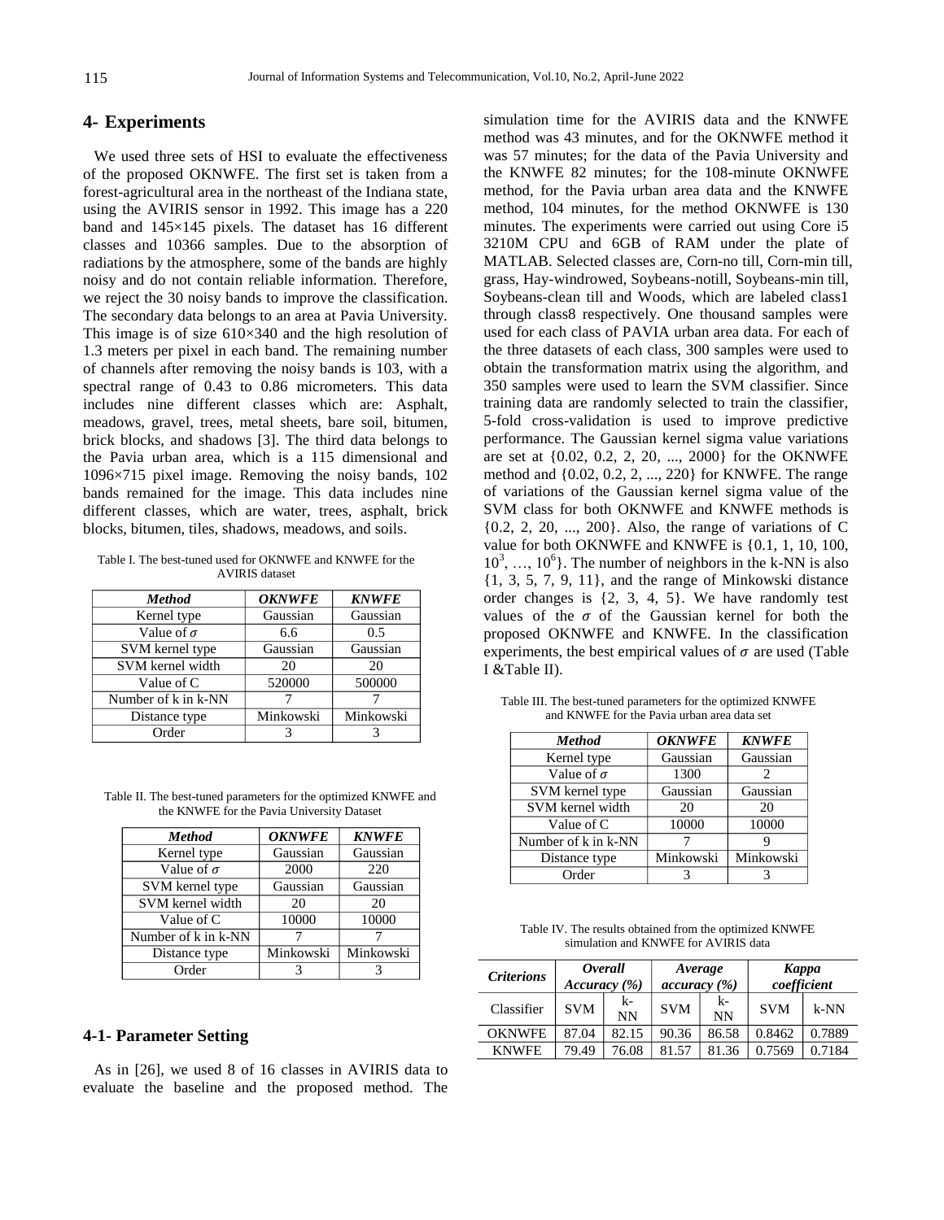## 4- Experiments

We used three sets of HSI to evaluate the effectiveness of the proposed OKNWFE. The first set is taken from a forest-agricultural area in the northeast of the Indiana state, using the AVIRIS sensor in 1992. This image has a 220 band and 145×145 pixels. The dataset has 16 different classes and 10366 samples. Due to the absorption of radiations by the atmosphere, some of the bands are highly noisy and do not contain reliable information. Therefore, we reject the 30 noisy bands to improve the classification. The secondary data belongs to an area at Pavia University. This image is of size 610×340 and the high resolution of 1.3 meters per pixel in each band. The remaining number of channels after removing the noisy bands is 103, with a spectral range of 0.43 to 0.86 micrometers. This data includes nine different classes which are: Asphalt, meadows, gravel, trees, metal sheets, bare soil, bitumen, brick blocks, and shadows [3]. The third data belongs to the Pavia urban area, which is a 115 dimensional and 1096×715 pixel image. Removing the noisy bands, 102 bands remained for the image. This data includes nine different classes, which are water, trees, asphalt, brick blocks, bitumen, tiles, shadows, meadows, and soils.

Table I. The best-tuned used for OKNWFE and KNWFE for the AVIRIS dataset

| *Method* | *OKNWFE* | *KNWFE* |
|---|---|---|
| Kernel type | Gaussian | Gaussian |
| Value of $\sigma$ | 6.6 | 0.5 |
| SVM kernel type | Gaussian | Gaussian |
| SVM kernel width | 20 | 20 |
| Value of C | 520000 | 500000 |
| Number of k in k-NN | 7 | 7 |
| Distance type | Minkowski | Minkowski |
| Order | 3 | 3 |

Table II. The best-tuned parameters for the optimized KNWFE and the KNWFE for the Pavia University Dataset

| *Method* | *OKNWFE* | *KNWFE* |
|---|---|---|
| Kernel type | Gaussian | Gaussian |
| Value of $\sigma$ | 2000 | 220 |
| SVM kernel type | Gaussian | Gaussian |
| SVM kernel width | 20 | 20 |
| Value of C | 10000 | 10000 |
| Number of k in k-NN | 7 | 7 |
| Distance type | Minkowski | Minkowski |
| Order | 3 | 3 |

### 4-1- Parameter Setting

As in [26], we used 8 of 16 classes in AVIRIS data to evaluate the baseline and the proposed method. The simulation time for the AVIRIS data and the KNWFE method was 43 minutes, and for the OKNWFE method it was 57 minutes; for the data of the Pavia University and the KNWFE 82 minutes; for the 108-minute OKNWFE method, for the Pavia urban area data and the KNWFE method, 104 minutes, for the method OKNWFE is 130 minutes. The experiments were carried out using Core i5 3210M CPU and 6GB of RAM under the plate of MATLAB. Selected classes are, Corn-no till, Corn-min till, grass, Hay-windrowed, Soybeans-notill, Soybeans-min till, Soybeans-clean till and Woods, which are labeled class1 through class8 respectively. One thousand samples were used for each class of PAVIA urban area data. For each of the three datasets of each class, 300 samples were used to obtain the transformation matrix using the algorithm, and 350 samples were used to learn the SVM classifier. Since training data are randomly selected to train the classifier, 5-fold cross-validation is used to improve predictive performance. The Gaussian kernel sigma value variations are set at {0.02, 0.2, 2, 20, ..., 2000} for the OKNWFE method and {0.02, 0.2, 2, ..., 220} for KNWFE. The range of variations of the Gaussian kernel sigma value of the SVM class for both OKNWFE and KNWFE methods is {0.2, 2, 20, ..., 200}. Also, the range of variations of C value for both OKNWFE and KNWFE is {0.1, 1, 10, 100, $10^3$, …, $10^6$}. The number of neighbors in the k-NN is also {1, 3, 5, 7, 9, 11}, and the range of Minkowski distance order changes is {2, 3, 4, 5}. We have randomly test values of the $\sigma$ of the Gaussian kernel for both the proposed OKNWFE and KNWFE. In the classification experiments, the best empirical values of $\sigma$ are used (Table I &Table II).

Table III. The best-tuned parameters for the optimized KNWFE and KNWFE for the Pavia urban area data set

| *Method* | *OKNWFE* | *KNWFE* |
|---|---|---|
| Kernel type | Gaussian | Gaussian |
| Value of $\sigma$ | 1300 | 2 |
| SVM kernel type | Gaussian | Gaussian |
| SVM kernel width | 20 | 20 |
| Value of C | 10000 | 10000 |
| Number of k in k-NN | 7 | 9 |
| Distance type | Minkowski | Minkowski |
| Order | 3 | 3 |

Table IV. The results obtained from the optimized KNWFE simulation and KNWFE for AVIRIS data

| *Criterions* | *Overall Accuracy (%)* | | *Average accuracy (%)* | | *Kappa coefficient* | |
|---|---|---|---|---|---|---|
| Classifier | SVM | k-NN | SVM | k-NN | SVM | k-NN |
| OKNWFE | 87.04 | 82.15 | 90.36 | 86.58 | 0.8462 | 0.7889 |
| KNWFE | 79.49 | 76.08 | 81.57 | 81.36 | 0.7569 | 0.7184 |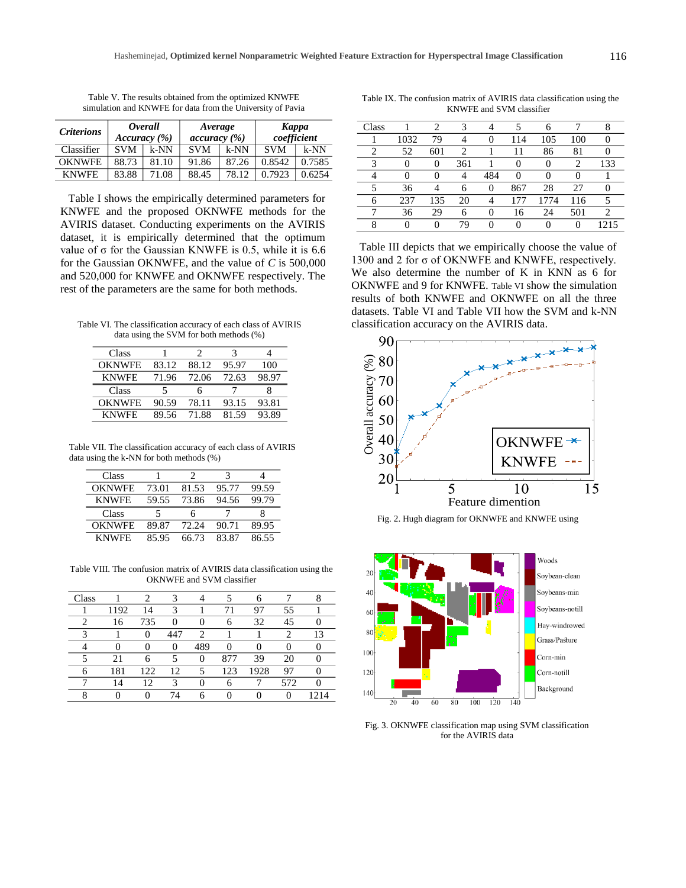Table V. The results obtained from the optimized KNWFE simulation and KNWFE for data from the University of Pavia

| *Criterions* | *Overall Accuracy (%)* | | *Average accuracy (%)* | | *Kappa coefficient* | |
|---|---|---|---|---|---|---|
| Classifier | SVM | k-NN | SVM | k-NN | SVM | k-NN |
| OKNWFE | 88.73 | 81.10 | 91.86 | 87.26 | 0.8542 | 0.7585 |
| KNWFE | 83.88 | 71.08 | 88.45 | 78.12 | 0.7923 | 0.6254 |

Table I shows the empirically determined parameters for KNWFE and the proposed OKNWFE methods for the AVIRIS dataset. Conducting experiments on the AVIRIS dataset, it is empirically determined that the optimum value of σ for the Gaussian KNWFE is 0.5, while it is 6.6 for the Gaussian OKNWFE, and the value of $C$ is 500,000 and 520,000 for KNWFE and OKNWFE respectively. The rest of the parameters are the same for both methods.

Table VI. The classification accuracy of each class of AVIRIS data using the SVM for both methods (%)

| Class | 1 | 2 | 3 | 4 |
|---|---|---|---|---|
| OKNWFE | 83.12 | 88.12 | 95.97 | 100 |
| KNWFE | 71.96 | 72.06 | 72.63 | 98.97 |
| Class | 5 | 6 | 7 | 8 |
| OKNWFE | 90.59 | 78.11 | 93.15 | 93.81 |
| KNWFE | 89.56 | 71.88 | 81.59 | 93.89 |

Table VII. The classification accuracy of each class of AVIRIS data using the k-NN for both methods (%)

| Class | 1 | 2 | 3 | 4 |
|---|---|---|---|---|
| OKNWFE | 73.01 | 81.53 | 95.77 | 99.59 |
| KNWFE | 59.55 | 73.86 | 94.56 | 99.79 |
| Class | 5 | 6 | 7 | 8 |
| OKNWFE | 89.87 | 72.24 | 90.71 | 89.95 |
| KNWFE | 85.95 | 66.73 | 83.87 | 86.55 |

Table VIII. The confusion matrix of AVIRIS data classification using the OKNWFE and SVM classifier

| Class | 1 | 2 | 3 | 4 | 5 | 6 | 7 | 8 |
|---|---|---|---|---|---|---|---|---|
| 1 | 1192 | 14 | 3 | 1 | 71 | 97 | 55 | 1 |
| 2 | 16 | 735 | 0 | 0 | 6 | 32 | 45 | 0 |
| 3 | 1 | 0 | 447 | 2 | 1 | 1 | 2 | 13 |
| 4 | 0 | 0 | 0 | 489 | 0 | 0 | 0 | 0 |
| 5 | 21 | 6 | 5 | 0 | 877 | 39 | 20 | 0 |
| 6 | 181 | 122 | 12 | 5 | 123 | 1928 | 97 | 0 |
| 7 | 14 | 12 | 3 | 0 | 6 | 7 | 572 | 0 |
| 8 | 0 | 0 | 74 | 6 | 0 | 0 | 0 | 1214 |

Table IX. The confusion matrix of AVIRIS data classification using the KNWFE and SVM classifier

| Class | 1 | 2 | 3 | 4 | 5 | 6 | 7 | 8 |
|---|---|---|---|---|---|---|---|---|
| 1 | 1032 | 79 | 4 | 0 | 114 | 105 | 100 | 0 |
| 2 | 52 | 601 | 2 | 1 | 11 | 86 | 81 | 0 |
| 3 | 0 | 0 | 361 | 1 | 0 | 0 | 2 | 133 |
| 4 | 0 | 0 | 4 | 484 | 0 | 0 | 0 | 1 |
| 5 | 36 | 4 | 6 | 0 | 867 | 28 | 27 | 0 |
| 6 | 237 | 135 | 20 | 4 | 177 | 1774 | 116 | 5 |
| 7 | 36 | 29 | 6 | 0 | 16 | 24 | 501 | 2 |
| 8 | 0 | 0 | 79 | 0 | 0 | 0 | 0 | 1215 |

Table III depicts that we empirically choose the value of 1300 and 2 for σ of OKNWFE and KNWFE, respectively. We also determine the number of K in KNN as 6 for OKNWFE and 9 for KNWFE. Table VI show the simulation results of both KNWFE and OKNWFE on all the three datasets. Table VI and Table VII how the SVM and k-NN classification accuracy on the AVIRIS data.

Fig. 2. Hugh diagram for OKNWFE and KNWFE using

Fig. 3. OKNWFE classification map using SVM classification for the AVIRIS data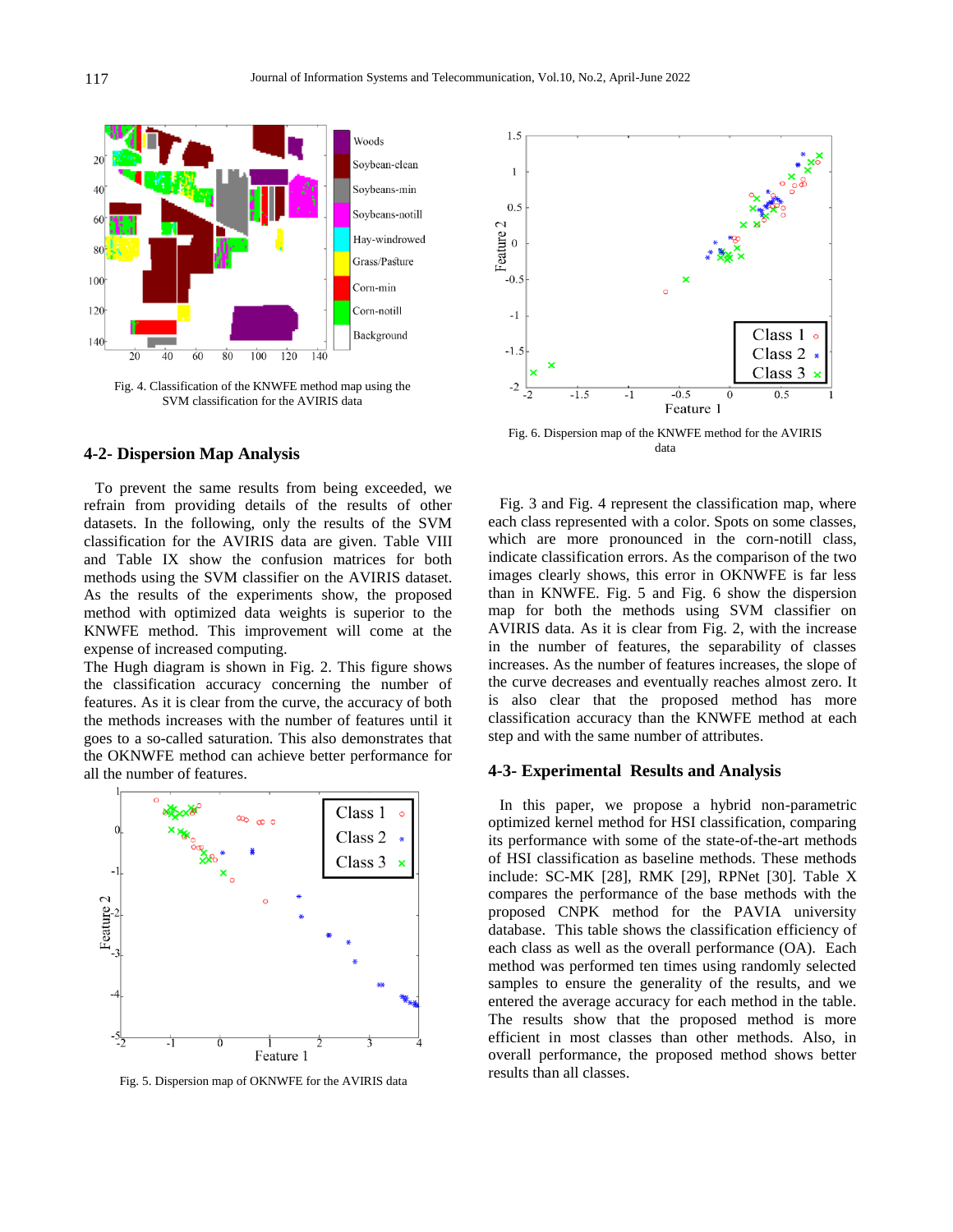Fig. 4. Classification of the KNWFE method map using the SVM classification for the AVIRIS data

## 4-2- Dispersion Map Analysis

To prevent the same results from being exceeded, we refrain from providing details of the results of other datasets. In the following, only the results of the SVM classification for the AVIRIS data are given. Table VIII and Table IX show the confusion matrices for both methods using the SVM classifier on the AVIRIS dataset. As the results of the experiments show, the proposed method with optimized data weights is superior to the KNWFE method. This improvement will come at the expense of increased computing.

The Hugh diagram is shown in Fig. 2. This figure shows the classification accuracy concerning the number of features. As it is clear from the curve, the accuracy of both the methods increases with the number of features until it goes to a so-called saturation. This also demonstrates that the OKNWFE method can achieve better performance for all the number of features.

Fig. 5. Dispersion map of OKNWFE for the AVIRIS data

Fig. 6. Dispersion map of the KNWFE method for the AVIRIS data

Fig. 3 and Fig. 4 represent the classification map, where each class represented with a color. Spots on some classes, which are more pronounced in the corn-notill class, indicate classification errors. As the comparison of the two images clearly shows, this error in OKNWFE is far less than in KNWFE. Fig. 5 and Fig. 6 show the dispersion map for both the methods using SVM classifier on AVIRIS data. As is clear from Fig. 2, with the increase in the number of features, the separability of classes increases. As the number of features increases, the slope of the curve decreases and eventually reaches almost zero. It is also clear that the proposed method has more classification accuracy than the KNWFE method at each step and with the same number of attributes.

## 4-3- Experimental Results and Analysis

In this paper, we propose a hybrid non-parametric optimized kernel method for HSI classification, comparing its performance with some of the state-of-the-art methods of HSI classification as baseline methods. These methods include: SC-MK [28], RMK [29], RPNet [30]. Table X compares the performance of the base methods with the proposed CNPK method for the PAVIA university database. This table shows the classification efficiency of each class as well as the overall performance (OA). Each method was performed ten times using randomly selected samples to ensure the generality of the results, and we entered the average accuracy for each method in the table. The results show that the proposed method is more efficient in most classes than other methods. Also, in overall performance, the proposed method shows better results than all classes.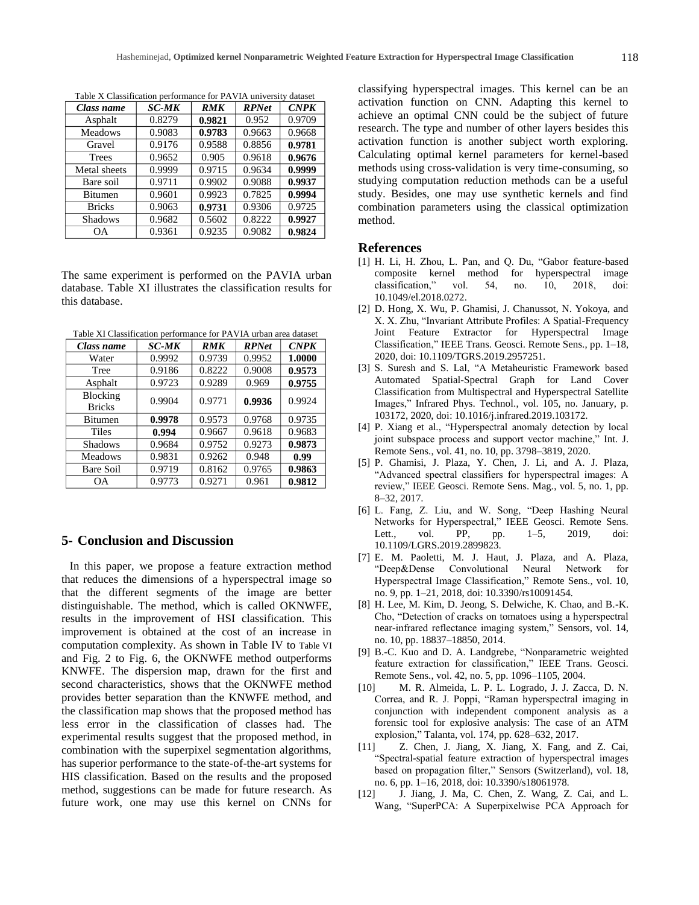Table X Classification performance for PAVIA university dataset

| *Class name* | *SC-MK* | *RMK* | *RPNet* | *CNPK* |
| --- | --- | --- | --- | --- |
| Asphalt | 0.8279 | **0.9821** | 0.952 | 0.9709 |
| Meadows | 0.9083 | **0.9783** | 0.9663 | 0.9668 |
| Gravel | 0.9176 | 0.9588 | 0.8856 | **0.9781** |
| Trees | 0.9652 | 0.905 | 0.9618 | **0.9676** |
| Metal sheets | 0.9999 | 0.9715 | 0.9634 | **0.9999** |
| Bare soil | 0.9711 | 0.9902 | 0.9088 | **0.9937** |
| Bitumen | 0.9601 | 0.9923 | 0.7825 | **0.9994** |
| Bricks | 0.9063 | **0.9731** | 0.9306 | 0.9725 |
| Shadows | 0.9682 | 0.5602 | 0.8222 | **0.9927** |
| OA | 0.9361 | 0.9235 | 0.9082 | **0.9824** |

The same experiment is performed on the PAVIA urban database. Table XI illustrates the classification results for this database.

Table XI Classification performance for PAVIA urban area dataset

| *Class name* | *SC-MK* | *RMK* | *RPNet* | *CNPK* |
| --- | --- | --- | --- | --- |
| Water | 0.9992 | 0.9739 | 0.9952 | **1.0000** |
| Tree | 0.9186 | 0.8222 | 0.9008 | **0.9573** |
| Asphalt | 0.9723 | 0.9289 | 0.969 | **0.9755** |
| Blocking Bricks | 0.9904 | 0.9771 | **0.9936** | 0.9924 |
| Bitumen | **0.9978** | 0.9573 | 0.9768 | 0.9735 |
| Tiles | **0.994** | 0.9667 | 0.9618 | 0.9683 |
| Shadows | 0.9684 | 0.9752 | 0.9273 | **0.9873** |
| Meadows | 0.9831 | 0.9262 | 0.948 | **0.99** |
| Bare Soil | 0.9719 | 0.8162 | 0.9765 | **0.9863** |
| OA | 0.9773 | 0.9271 | 0.961 | **0.9812** |

## 5- Conclusion and Discussion

In this paper, we propose a feature extraction method that reduces the dimensions of a hyperspectral image so that the different segments of the image are better distinguishable. The method, which is called OKNWFE, results in the improvement of HSI classification. This improvement is obtained at the cost of an increase in computation complexity. As shown in Table IV to Table VI and Fig. 2 to Fig. 6, the OKNWFE method outperforms KNWFE. The dispersion map, drawn for the first and second characteristics, shows that the OKNWFE method provides better separation than the KNWFE method, and the classification map shows that the proposed method has less error in the classification of classes had. The experimental results suggest that the proposed method, in combination with the superpixel segmentation algorithms, has superior performance to the state-of-the-art systems for HIS classification. Based on the results and the proposed method, suggestions can be made for future research. As future work, one may use this kernel on CNNs for classifying hyperspectral images. This kernel can be an activation function on CNN. Adapting this kernel to achieve an optimal CNN could be the subject of future research. The type and number of other layers besides this activation function is another subject worth exploring. Calculating optimal kernel parameters for kernel-based methods using cross-validation is very time-consuming, so studying computation reduction methods can be a useful study. Besides, one may use synthetic kernels and find combination parameters using the classical optimization method.

## References

[1] H. Li, H. Zhou, L. Pan, and Q. Du, "Gabor feature-based composite kernel method for hyperspectral image classification," vol. 54, no. 10, 2018, doi: 10.1049/el.2018.0272.

[2] D. Hong, X. Wu, P. Ghamisi, J. Chanussot, N. Yokoya, and X. X. Zhu, "Invariant Attribute Profiles: A Spatial-Frequency Joint Feature Extractor for Hyperspectral Image Classification," IEEE Trans. Geosci. Remote Sens., pp. 1–18, 2020, doi: 10.1109/TGRS.2019.2957251.

[3] S. Suresh and S. Lal, "A Metaheuristic Framework based Automated Spatial-Spectral Graph for Land Cover Classification from Multispectral and Hyperspectral Satellite Images," Infrared Phys. Technol., vol. 105, no. January, p. 103172, 2020, doi: 10.1016/j.infrared.2019.103172.

[4] P. Xiang et al., "Hyperspectral anomaly detection by local joint subspace process and support vector machine," Int. J. Remote Sens., vol. 41, no. 10, pp. 3798–3819, 2020.

[5] P. Ghamisi, J. Plaza, Y. Chen, J. Li, and A. J. Plaza, "Advanced spectral classifiers for hyperspectral images: A review," IEEE Geosci. Remote Sens. Mag., vol. 5, no. 1, pp. 8–32, 2017.

[6] L. Fang, Z. Liu, and W. Song, "Deep Hashing Neural Networks for Hyperspectral," IEEE Geosci. Remote Sens. Lett., vol. PP, pp. 1–5, 2019, doi: 10.1109/LGRS.2019.2899823.

[7] E. M. Paoletti, M. J. Haut, J. Plaza, and A. Plaza, "Deep&Dense Convolutional Neural Network for Hyperspectral Image Classification," Remote Sens., vol. 10, no. 9, pp. 1–21, 2018, doi: 10.3390/rs10091454.

[8] H. Lee, M. Kim, D. Jeong, S. Delwiche, K. Chao, and B.-K. Cho, "Detection of cracks on tomatoes using a hyperspectral near-infrared reflectance imaging system," Sensors, vol. 14, no. 10, pp. 18837–18850, 2014.

[9] B.-C. Kuo and D. A. Landgrebe, "Nonparametric weighted feature extraction for classification," IEEE Trans. Geosci. Remote Sens., vol. 42, no. 5, pp. 1096–1105, 2004.

[10] M. R. Almeida, L. P. L. Logrado, J. J. Zacca, D. N. Correa, and R. J. Poppi, "Raman hyperspectral imaging in conjunction with independent component analysis as a forensic tool for explosive analysis: The case of an ATM explosion," Talanta, vol. 174, pp. 628–632, 2017.

[11] Z. Chen, J. Jiang, X. Jiang, X. Fang, and Z. Cai, "Spectral-spatial feature extraction of hyperspectral images based on propagation filter," Sensors (Switzerland), vol. 18, no. 6, pp. 1–16, 2018, doi: 10.3390/s18061978.

[12] J. Jiang, J. Ma, C. Chen, Z. Wang, Z. Cai, and L. Wang, "SuperPCA: A Superpixelwise PCA Approach for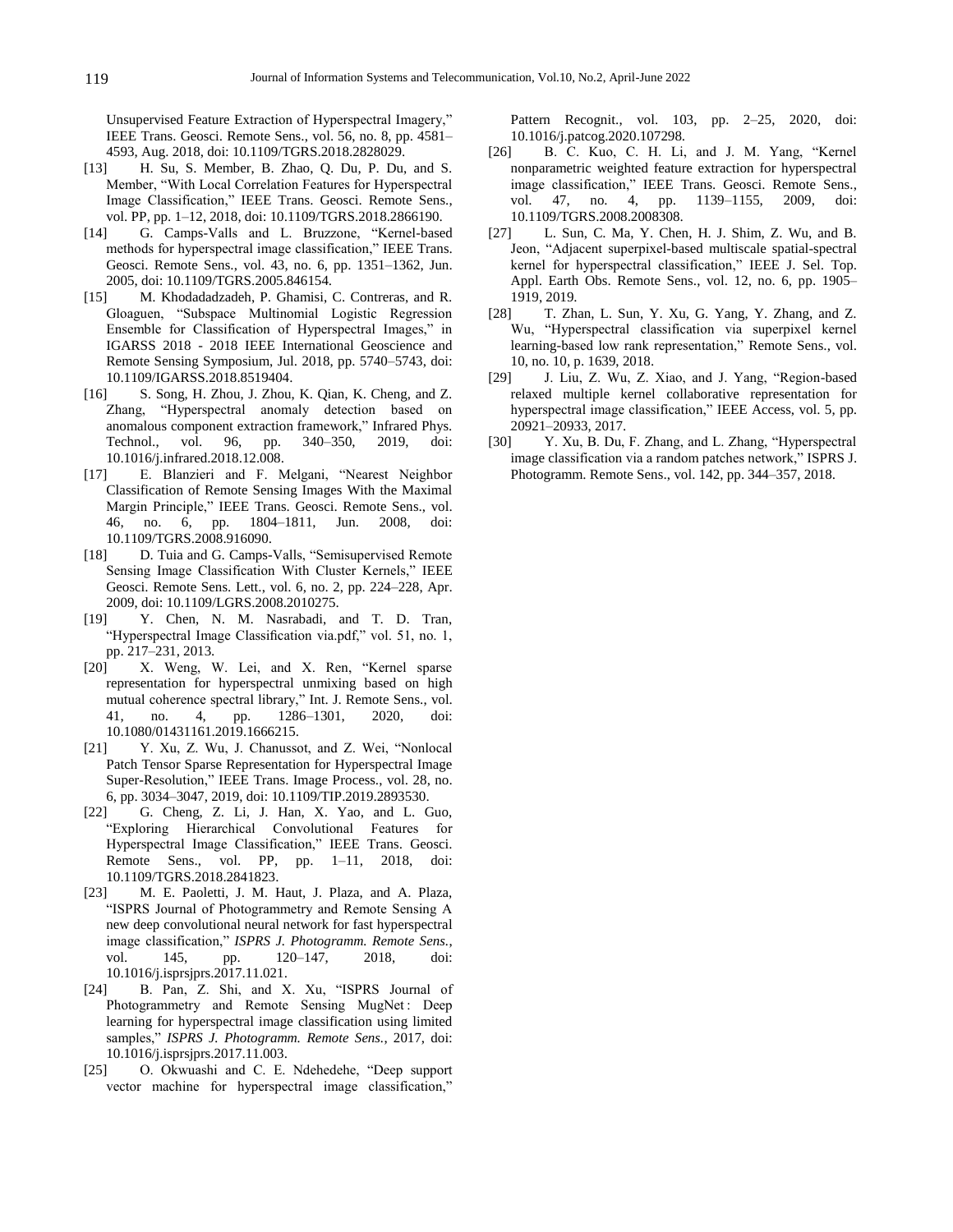Unsupervised Feature Extraction of Hyperspectral Imagery," IEEE Trans. Geosci. Remote Sens., vol. 56, no. 8, pp. 4581–4593, Aug. 2018, doi: 10.1109/TGRS.2018.2828029.

[13] H. Su, S. Member, B. Zhao, Q. Du, P. Du, and S. Member, "With Local Correlation Features for Hyperspectral Image Classification," IEEE Trans. Geosci. Remote Sens., vol. PP, pp. 1–12, 2018, doi: 10.1109/TGRS.2018.2866190.

[14] G. Camps-Valls and L. Bruzzone, "Kernel-based methods for hyperspectral image classification," IEEE Trans. Geosci. Remote Sens., vol. 43, no. 6, pp. 1351–1362, Jun. 2005, doi: 10.1109/TGRS.2005.846154.

[15] M. Khodadadzadeh, P. Ghamisi, C. Contreras, and R. Gloaguen, "Subspace Multinomial Logistic Regression Ensemble for Classification of Hyperspectral Images," in IGARSS 2018 - 2018 IEEE International Geoscience and Remote Sensing Symposium, Jul. 2018, pp. 5740–5743, doi: 10.1109/IGARSS.2018.8519404.

[16] S. Song, H. Zhou, J. Zhou, K. Qian, K. Cheng, and Z. Zhang, "Hyperspectral anomaly detection based on anomalous component extraction framework," Infrared Phys. Technol., vol. 96, pp. 340–350, 2019, doi: 10.1016/j.infrared.2018.12.008.

[17] E. Blanzieri and F. Melgani, "Nearest Neighbor Classification of Remote Sensing Images With the Maximal Margin Principle," IEEE Trans. Geosci. Remote Sens., vol. 46, no. 6, pp. 1804–1811, Jun. 2008, doi: 10.1109/TGRS.2008.916090.

[18] D. Tuia and G. Camps-Valls, "Semisupervised Remote Sensing Image Classification With Cluster Kernels," IEEE Geosci. Remote Sens. Lett., vol. 6, no. 2, pp. 224–228, Apr. 2009, doi: 10.1109/LGRS.2008.2010275.

[19] Y. Chen, N. M. Nasrabadi, and T. D. Tran, "Hyperspectral Image Classification via.pdf," vol. 51, no. 1, pp. 217–231, 2013.

[20] X. Weng, W. Lei, and X. Ren, "Kernel sparse representation for hyperspectral unmixing based on high mutual coherence spectral library," Int. J. Remote Sens., vol. 41, no. 4, pp. 1286–1301, 2020, doi: 10.1080/01431161.2019.1666215.

[21] Y. Xu, Z. Wu, J. Chanussot, and Z. Wei, "Nonlocal Patch Tensor Sparse Representation for Hyperspectral Image Super-Resolution," IEEE Trans. Image Process., vol. 28, no. 6, pp. 3034–3047, 2019, doi: 10.1109/TIP.2019.2893530.

[22] G. Cheng, Z. Li, J. Han, X. Yao, and L. Guo, "Exploring Hierarchical Convolutional Features for Hyperspectral Image Classification," IEEE Trans. Geosci. Remote Sens., vol. PP, pp. 1–11, 2018, doi: 10.1109/TGRS.2018.2841823.

[23] M. E. Paoletti, J. M. Haut, J. Plaza, and A. Plaza, "ISPRS Journal of Photogrammetry and Remote Sensing A new deep convolutional neural network for fast hyperspectral image classification," *ISPRS J. Photogramm. Remote Sens.*, vol. 145, pp. 120–147, 2018, doi: 10.1016/j.isprsjprs.2017.11.021.

[24] B. Pan, Z. Shi, and X. Xu, "ISPRS Journal of Photogrammetry and Remote Sensing MugNet : Deep learning for hyperspectral image classification using limited samples," *ISPRS J. Photogramm. Remote Sens.*, 2017, doi: 10.1016/j.isprsjprs.2017.11.003.

[25] O. Okwuashi and C. E. Ndehedehe, "Deep support vector machine for hyperspectral image classification," Pattern Recognit., vol. 103, pp. 2–25, 2020, doi: 10.1016/j.patcog.2020.107298.

[26] B. C. Kuo, C. H. Li, and J. M. Yang, "Kernel nonparametric weighted feature extraction for hyperspectral image classification," IEEE Trans. Geosci. Remote Sens., vol. 47, no. 4, pp. 1139–1155, 2009, doi: 10.1109/TGRS.2008.2008308.

[27] L. Sun, C. Ma, Y. Chen, H. J. Shim, Z. Wu, and B. Jeon, "Adjacent superpixel-based multiscale spatial-spectral kernel for hyperspectral classification," IEEE J. Sel. Top. Appl. Earth Obs. Remote Sens., vol. 12, no. 6, pp. 1905–1919, 2019.

[28] T. Zhan, L. Sun, Y. Xu, G. Yang, Y. Zhang, and Z. Wu, "Hyperspectral classification via superpixel kernel learning-based low rank representation," Remote Sens., vol. 10, no. 10, p. 1639, 2018.

[29] J. Liu, Z. Wu, Z. Xiao, and J. Yang, "Region-based relaxed multiple kernel collaborative representation for hyperspectral image classification," IEEE Access, vol. 5, pp. 20921–20933, 2017.

[30] Y. Xu, B. Du, F. Zhang, and L. Zhang, "Hyperspectral image classification via a random patches network," ISPRS J. Photogramm. Remote Sens., vol. 142, pp. 344–357, 2018.